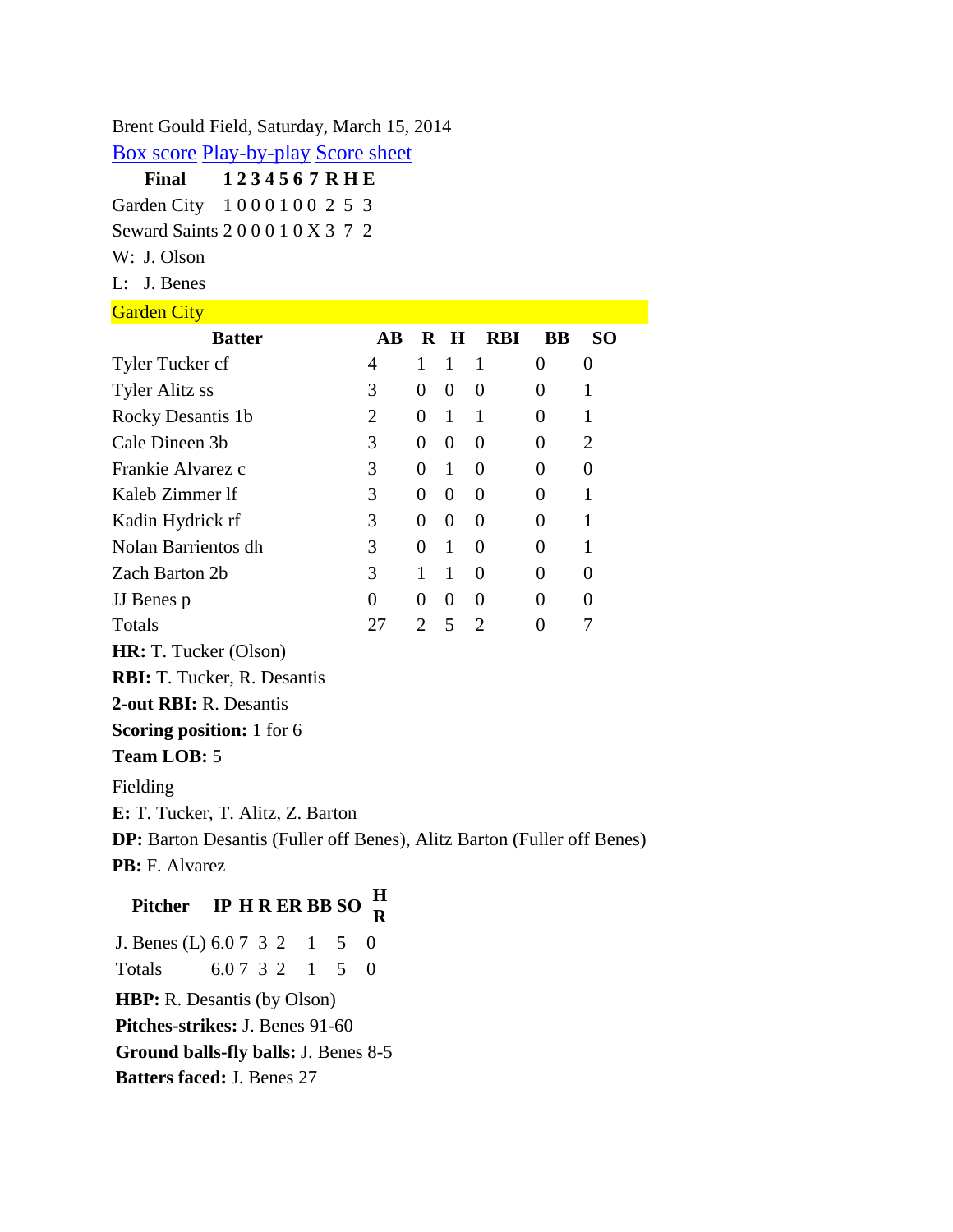Brent Gould Field, Saturday, March 15, 2014

Box score Play-by-play Score sheet

| Final | 1 | 2 | 3 | 4 | 5 | 6 | 7 | R | H | E |
|---|---|---|---|---|---|---|---|---|---|---|
| Garden City | 1 | 0 | 0 | 0 | 1 | 0 | 0 | 2 | 5 | 3 |
| Seward Saints | 2 | 0 | 0 | 0 | 1 | 0 | X | 3 | 7 | 2 |

W: J. Olson

L: J. Benes

## Garden City

| Batter | AB | R | H | RBI | BB | SO |
|---|---|---|---|---|---|---|
| Tyler Tucker cf | 4 | 1 | 1 | 1 | 0 | 0 |
| Tyler Alitz ss | 3 | 0 | 0 | 0 | 0 | 1 |
| Rocky Desantis 1b | 2 | 0 | 1 | 1 | 0 | 1 |
| Cale Dineen 3b | 3 | 0 | 0 | 0 | 0 | 2 |
| Frankie Alvarez c | 3 | 0 | 1 | 0 | 0 | 0 |
| Kaleb Zimmer lf | 3 | 0 | 0 | 0 | 0 | 1 |
| Kadin Hydrick rf | 3 | 0 | 0 | 0 | 0 | 1 |
| Nolan Barrientos dh | 3 | 0 | 1 | 0 | 0 | 1 |
| Zach Barton 2b | 3 | 1 | 1 | 0 | 0 | 0 |
| JJ Benes p | 0 | 0 | 0 | 0 | 0 | 0 |
| Totals | 27 | 2 | 5 | 2 | 0 | 7 |

**HR:** T. Tucker (Olson)

**RBI:** T. Tucker, R. Desantis

**2-out RBI:** R. Desantis

**Scoring position:** 1 for 6

**Team LOB:** 5

Fielding

**E:** T. Tucker, T. Alitz, Z. Barton

**DP:** Barton Desantis (Fuller off Benes), Alitz Barton (Fuller off Benes)

**PB:** F. Alvarez

| Pitcher | IP | H | R | ER | BB | SO | HR |
|---|---|---|---|---|---|---|---|
| J. Benes (L) | 6.0 | 7 | 3 | 2 | 1 | 5 | 0 |
| Totals | 6.0 | 7 | 3 | 2 | 1 | 5 | 0 |

**HBP:** R. Desantis (by Olson)

**Pitches-strikes:** J. Benes 91-60

**Ground balls-fly balls:** J. Benes 8-5

**Batters faced:** J. Benes 27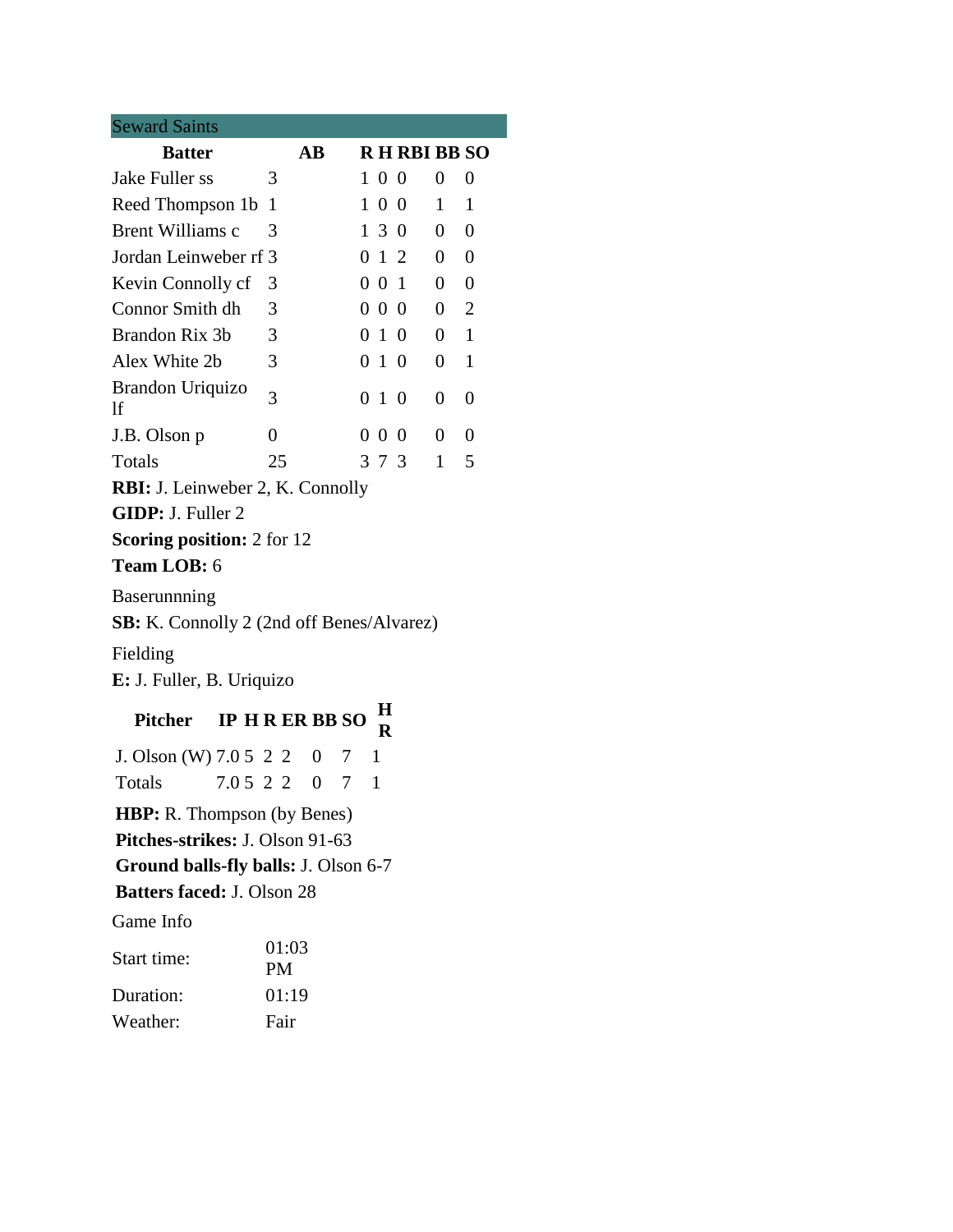## Seward Saints

| Batter | AB | R | H | RBI | BB | SO |
|---|---|---|---|---|---|---|
| Jake Fuller ss | 3 | 1 | 0 | 0 | 0 | 0 |
| Reed Thompson 1b | 1 | 1 | 0 | 0 | 1 | 1 |
| Brent Williams c | 3 | 1 | 3 | 0 | 0 | 0 |
| Jordan Leinweber rf | 3 | 0 | 1 | 2 | 0 | 0 |
| Kevin Connolly cf | 3 | 0 | 0 | 1 | 0 | 0 |
| Connor Smith dh | 3 | 0 | 0 | 0 | 0 | 2 |
| Brandon Rix 3b | 3 | 0 | 1 | 0 | 0 | 1 |
| Alex White 2b | 3 | 0 | 1 | 0 | 0 | 1 |
| Brandon Uriquizo lf | 3 | 0 | 1 | 0 | 0 | 0 |
| J.B. Olson p | 0 | 0 | 0 | 0 | 0 | 0 |
| Totals | 25 | 3 | 7 | 3 | 1 | 5 |

**RBI:** J. Leinweber 2, K. Connolly

**GIDP:** J. Fuller 2

**Scoring position:** 2 for 12

**Team LOB:** 6

Baserunnning

**SB:** K. Connolly 2 (2nd off Benes/Alvarez)

Fielding

**E:** J. Fuller, B. Uriquizo

| Pitcher | IP | H | R | ER | BB | SO | HR |
|---|---|---|---|---|---|---|---|
| J. Olson (W) | 7.0 | 5 | 2 | 2 | 0 | 7 | 1 |
| Totals | 7.0 | 5 | 2 | 2 | 0 | 7 | 1 |

**HBP:** R. Thompson (by Benes)

**Pitches-strikes:** J. Olson 91-63

**Ground balls-fly balls:** J. Olson 6-7

**Batters faced:** J. Olson 28

Game Info

| | |
|---|---|
| Start time: | 01:03 PM |
| Duration: | 01:19 |
| Weather: | Fair |